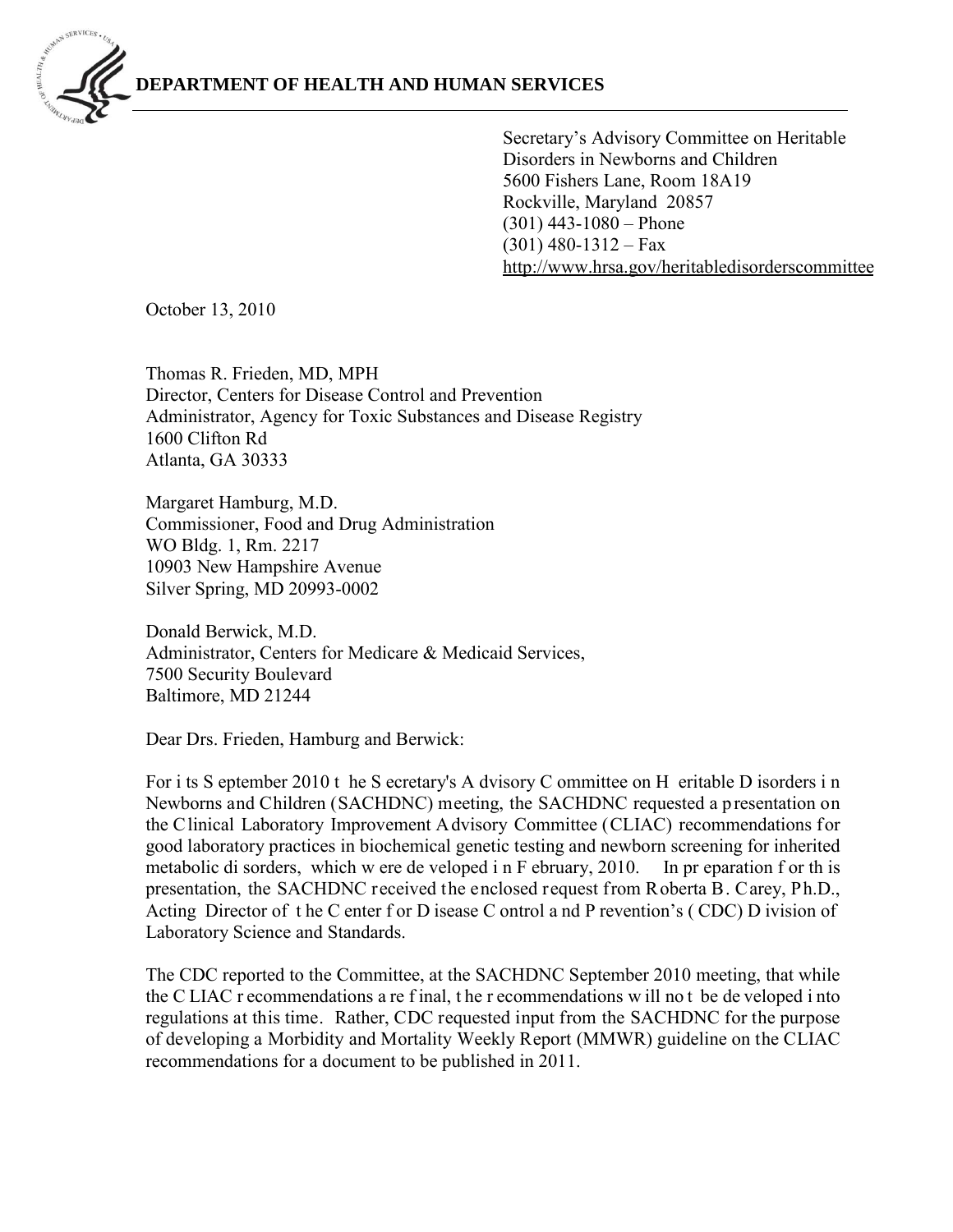**DEPARTMENT OF HEALTH AND HUMAN SERVICES**

Secretary's Advisory Committee on Heritable Disorders in Newborns and Children
5600 Fishers Lane, Room 18A19
Rockville, Maryland 20857
(301) 443-1080 – Phone
(301) 480-1312 – Fax
http://www.hrsa.gov/heritabledisorderscommittee

October 13, 2010

Thomas R. Frieden, MD, MPH
Director, Centers for Disease Control and Prevention
Administrator, Agency for Toxic Substances and Disease Registry
1600 Clifton Rd
Atlanta, GA 30333

Margaret Hamburg, M.D.
Commissioner, Food and Drug Administration
WO Bldg. 1, Rm. 2217
10903 New Hampshire Avenue
Silver Spring, MD 20993-0002

Donald Berwick, M.D.
Administrator, Centers for Medicare & Medicaid Services,
7500 Security Boulevard
Baltimore, MD 21244

Dear Drs. Frieden, Hamburg and Berwick:

For its September 2010 the Secretary's Advisory Committee on Heritable Disorders in Newborns and Children (SACHDNC) meeting, the SACHDNC requested a presentation on the Clinical Laboratory Improvement Advisory Committee (CLIAC) recommendations for good laboratory practices in biochemical genetic testing and newborn screening for inherited metabolic disorders, which were developed in February, 2010. In preparation for this presentation, the SACHDNC received the enclosed request from Roberta B. Carey, Ph.D., Acting Director of the Center for Disease Control and Prevention's (CDC) Division of Laboratory Science and Standards.

The CDC reported to the Committee, at the SACHDNC September 2010 meeting, that while the CLIAC recommendations are final, the recommendations will not be developed into regulations at this time. Rather, CDC requested input from the SACHDNC for the purpose of developing a Morbidity and Mortality Weekly Report (MMWR) guideline on the CLIAC recommendations for a document to be published in 2011.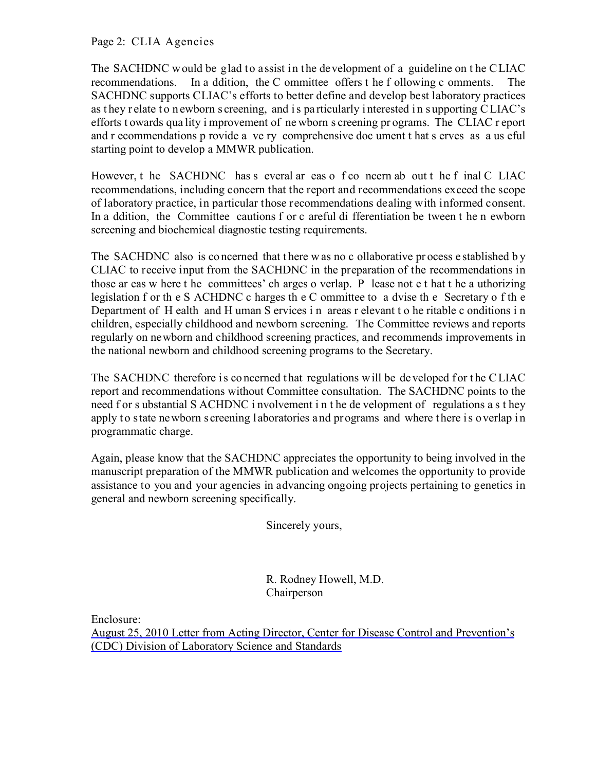Page 2: CLIA Agencies

The SACHDNC would be glad to assist in the development of a guideline on the CLIAC recommendations. In addition, the Committee offers the following comments. The SACHDNC supports CLIAC's efforts to better define and develop best laboratory practices as they relate to newborn screening, and is particularly interested in supporting CLIAC's efforts towards quality improvement of newborn screening programs. The CLIAC report and recommendations provide a very comprehensive document that serves as a useful starting point to develop a MMWR publication.

However, the SACHDNC has several areas of concern about the final CLIAC recommendations, including concern that the report and recommendations exceed the scope of laboratory practice, in particular those recommendations dealing with informed consent. In addition, the Committee cautions for careful differentiation between the newborn screening and biochemical diagnostic testing requirements.

The SACHDNC also is concerned that there was no collaborative process established by CLIAC to receive input from the SACHDNC in the preparation of the recommendations in those areas where the committees' charges overlap. Please note that the authorizing legislation for the SACHDNC charges the Committee to advise the Secretary of the Department of Health and Human Services in areas relevant to heritable conditions in children, especially childhood and newborn screening. The Committee reviews and reports regularly on newborn and childhood screening practices, and recommends improvements in the national newborn and childhood screening programs to the Secretary.

The SACHDNC therefore is concerned that regulations will be developed for the CLIAC report and recommendations without Committee consultation. The SACHDNC points to the need for substantial SACHDNC involvement in the development of regulations as they apply to state newborn screening laboratories and programs and where there is overlap in programmatic charge.

Again, please know that the SACHDNC appreciates the opportunity to being involved in the manuscript preparation of the MMWR publication and welcomes the opportunity to provide assistance to you and your agencies in advancing ongoing projects pertaining to genetics in general and newborn screening specifically.

Sincerely yours,

R. Rodney Howell, M.D.
Chairperson

Enclosure:
August 25, 2010 Letter from Acting Director, Center for Disease Control and Prevention's (CDC) Division of Laboratory Science and Standards